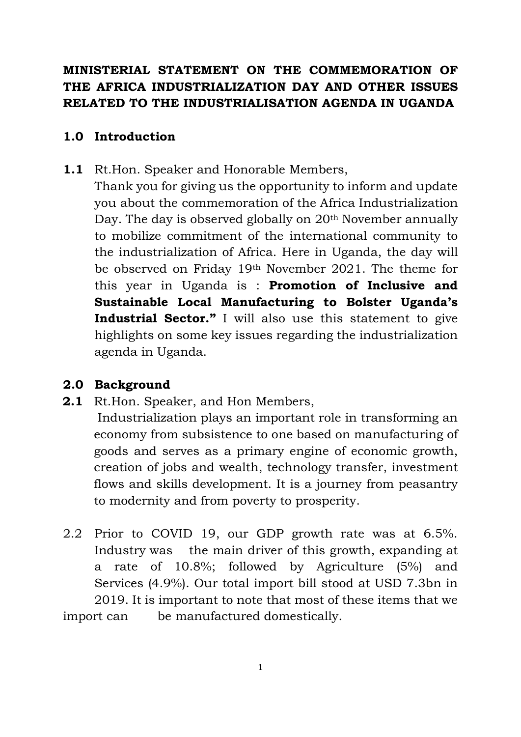# MINISTERIAL STATEMENT ON THE COMMEMORATION OF THE AFRICA INDUSTRIALIZATION DAY AND OTHER ISSUES RELATED TO THE INDUSTRIALISATION AGENDA IN UGANDA

## 1.0 Introduction

**1.1** Rt.Hon. Speaker and Honorable Members,

Thank you for giving us the opportunity to inform and update you about the commemoration of the Africa Industrialization Day. The day is observed globally on 20th November annually to mobilize commitment of the international community to the industrialization of Africa. Here in Uganda, the day will be observed on Friday 19th November 2021. The theme for this year in Uganda is : **Promotion of Inclusive and Sustainable Local Manufacturing to Bolster Uganda's Industrial Sector."** I will also use this statement to give highlights on some key issues regarding the industrialization agenda in Uganda.

## 2.0 Background

**2.1** Rt.Hon. Speaker, and Hon Members,

Industrialization plays an important role in transforming an economy from subsistence to one based on manufacturing of goods and serves as a primary engine of economic growth, creation of jobs and wealth, technology transfer, investment flows and skills development. It is a journey from peasantry to modernity and from poverty to prosperity.

2.2 Prior to COVID 19, our GDP growth rate was at 6.5%. Industry was the main driver of this growth, expanding at a rate of 10.8%; followed by Agriculture (5%) and Services (4.9%). Our total import bill stood at USD 7.3bn in 2019. It is important to note that most of these items that we import can be manufactured domestically.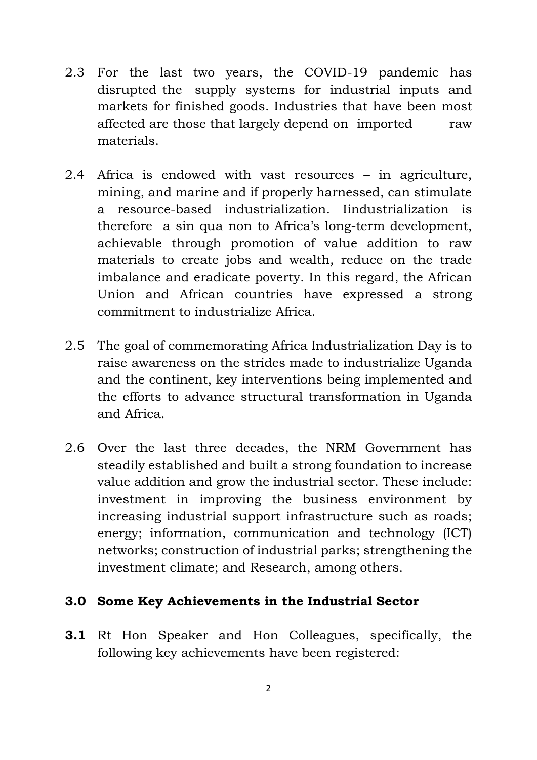2.3 For the last two years, the COVID-19 pandemic has disrupted the supply systems for industrial inputs and markets for finished goods. Industries that have been most affected are those that largely depend on imported raw materials.

2.4 Africa is endowed with vast resources – in agriculture, mining, and marine and if properly harnessed, can stimulate a resource-based industrialization. Iindustrialization is therefore a sin qua non to Africa's long-term development, achievable through promotion of value addition to raw materials to create jobs and wealth, reduce on the trade imbalance and eradicate poverty. In this regard, the African Union and African countries have expressed a strong commitment to industrialize Africa.

2.5 The goal of commemorating Africa Industrialization Day is to raise awareness on the strides made to industrialize Uganda and the continent, key interventions being implemented and the efforts to advance structural transformation in Uganda and Africa.

2.6 Over the last three decades, the NRM Government has steadily established and built a strong foundation to increase value addition and grow the industrial sector. These include: investment in improving the business environment by increasing industrial support infrastructure such as roads; energy; information, communication and technology (ICT) networks; construction of industrial parks; strengthening the investment climate; and Research, among others.

## 3.0 Some Key Achievements in the Industrial Sector

**3.1** Rt Hon Speaker and Hon Colleagues, specifically, the following key achievements have been registered: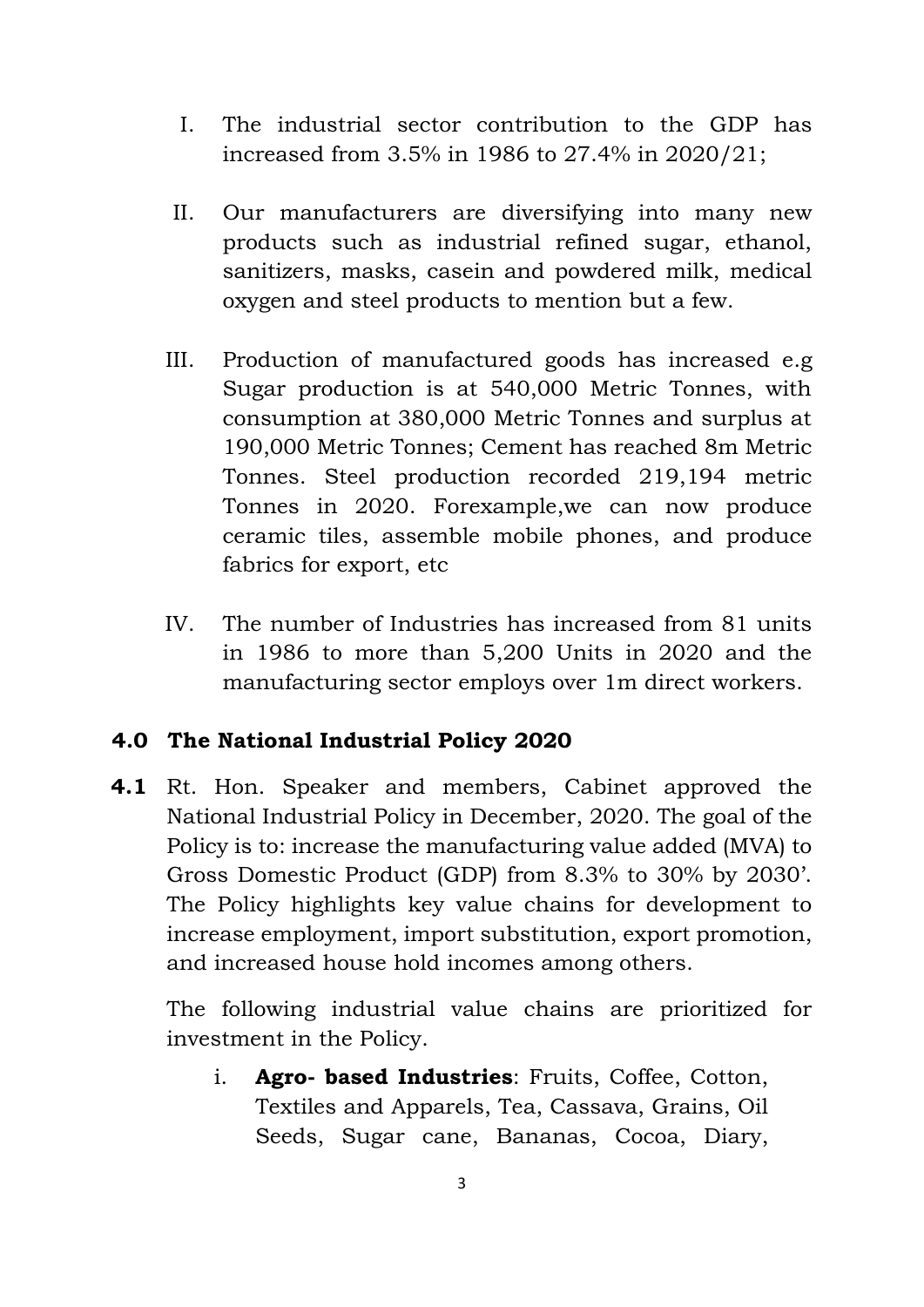I. The industrial sector contribution to the GDP has increased from 3.5% in 1986 to 27.4% in 2020/21;

II. Our manufacturers are diversifying into many new products such as industrial refined sugar, ethanol, sanitizers, masks, casein and powdered milk, medical oxygen and steel products to mention but a few.

III. Production of manufactured goods has increased e.g Sugar production is at 540,000 Metric Tonnes, with consumption at 380,000 Metric Tonnes and surplus at 190,000 Metric Tonnes; Cement has reached 8m Metric Tonnes. Steel production recorded 219,194 metric Tonnes in 2020. Forexample,we can now produce ceramic tiles, assemble mobile phones, and produce fabrics for export, etc

IV. The number of Industries has increased from 81 units in 1986 to more than 5,200 Units in 2020 and the manufacturing sector employs over 1m direct workers.

## 4.0 The National Industrial Policy 2020

**4.1** Rt. Hon. Speaker and members, Cabinet approved the National Industrial Policy in December, 2020. The goal of the Policy is to: increase the manufacturing value added (MVA) to Gross Domestic Product (GDP) from 8.3% to 30% by 2030'. The Policy highlights key value chains for development to increase employment, import substitution, export promotion, and increased house hold incomes among others.

The following industrial value chains are prioritized for investment in the Policy.

i. **Agro- based Industries**: Fruits, Coffee, Cotton, Textiles and Apparels, Tea, Cassava, Grains, Oil Seeds, Sugar cane, Bananas, Cocoa, Diary,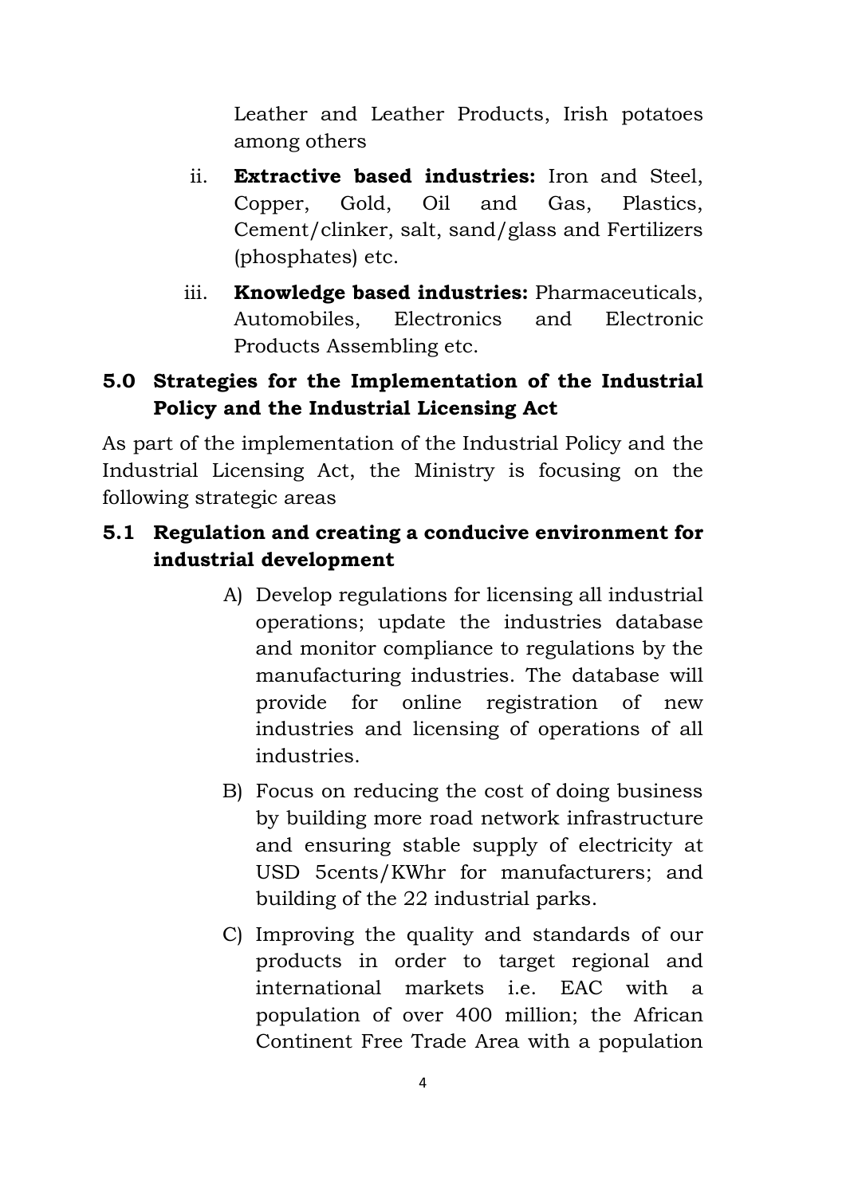Leather and Leather Products, Irish potatoes among others

ii. **Extractive based industries:** Iron and Steel, Copper, Gold, Oil and Gas, Plastics, Cement/clinker, salt, sand/glass and Fertilizers (phosphates) etc.

iii. **Knowledge based industries:** Pharmaceuticals, Automobiles, Electronics and Electronic Products Assembling etc.

## 5.0 Strategies for the Implementation of the Industrial Policy and the Industrial Licensing Act

As part of the implementation of the Industrial Policy and the Industrial Licensing Act, the Ministry is focusing on the following strategic areas

### 5.1 Regulation and creating a conducive environment for industrial development

A) Develop regulations for licensing all industrial operations; update the industries database and monitor compliance to regulations by the manufacturing industries. The database will provide for online registration of new industries and licensing of operations of all industries.

B) Focus on reducing the cost of doing business by building more road network infrastructure and ensuring stable supply of electricity at USD 5cents/KWhr for manufacturers; and building of the 22 industrial parks.

C) Improving the quality and standards of our products in order to target regional and international markets i.e. EAC with a population of over 400 million; the African Continent Free Trade Area with a population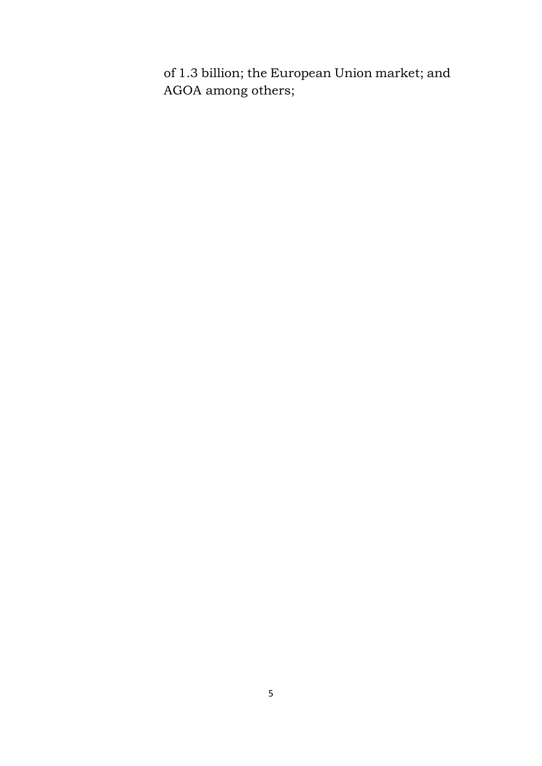of 1.3 billion; the European Union market; and AGOA among others;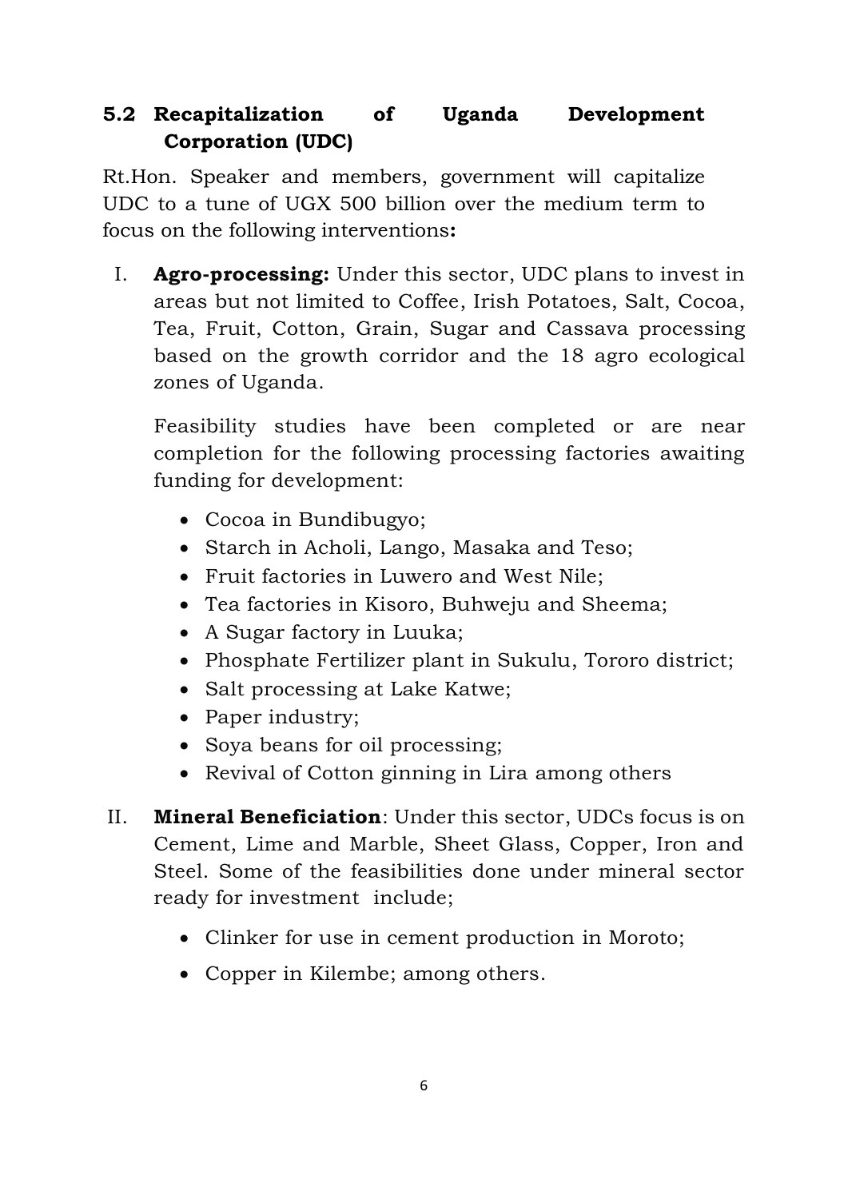## 5.2 Recapitalization of Uganda Development Corporation (UDC)

Rt.Hon. Speaker and members, government will capitalize UDC to a tune of UGX 500 billion over the medium term to focus on the following interventions**:**

I. **Agro-processing:** Under this sector, UDC plans to invest in areas but not limited to Coffee, Irish Potatoes, Salt, Cocoa, Tea, Fruit, Cotton, Grain, Sugar and Cassava processing based on the growth corridor and the 18 agro ecological zones of Uganda.

   Feasibility studies have been completed or are near completion for the following processing factories awaiting funding for development:

   - Cocoa in Bundibugyo;
   - Starch in Acholi, Lango, Masaka and Teso;
   - Fruit factories in Luwero and West Nile;
   - Tea factories in Kisoro, Buhweju and Sheema;
   - A Sugar factory in Luuka;
   - Phosphate Fertilizer plant in Sukulu, Tororo district;
   - Salt processing at Lake Katwe;
   - Paper industry;
   - Soya beans for oil processing;
   - Revival of Cotton ginning in Lira among others

II. **Mineral Beneficiation**: Under this sector, UDCs focus is on Cement, Lime and Marble, Sheet Glass, Copper, Iron and Steel. Some of the feasibilities done under mineral sector ready for investment include;

   - Clinker for use in cement production in Moroto;
   - Copper in Kilembe; among others.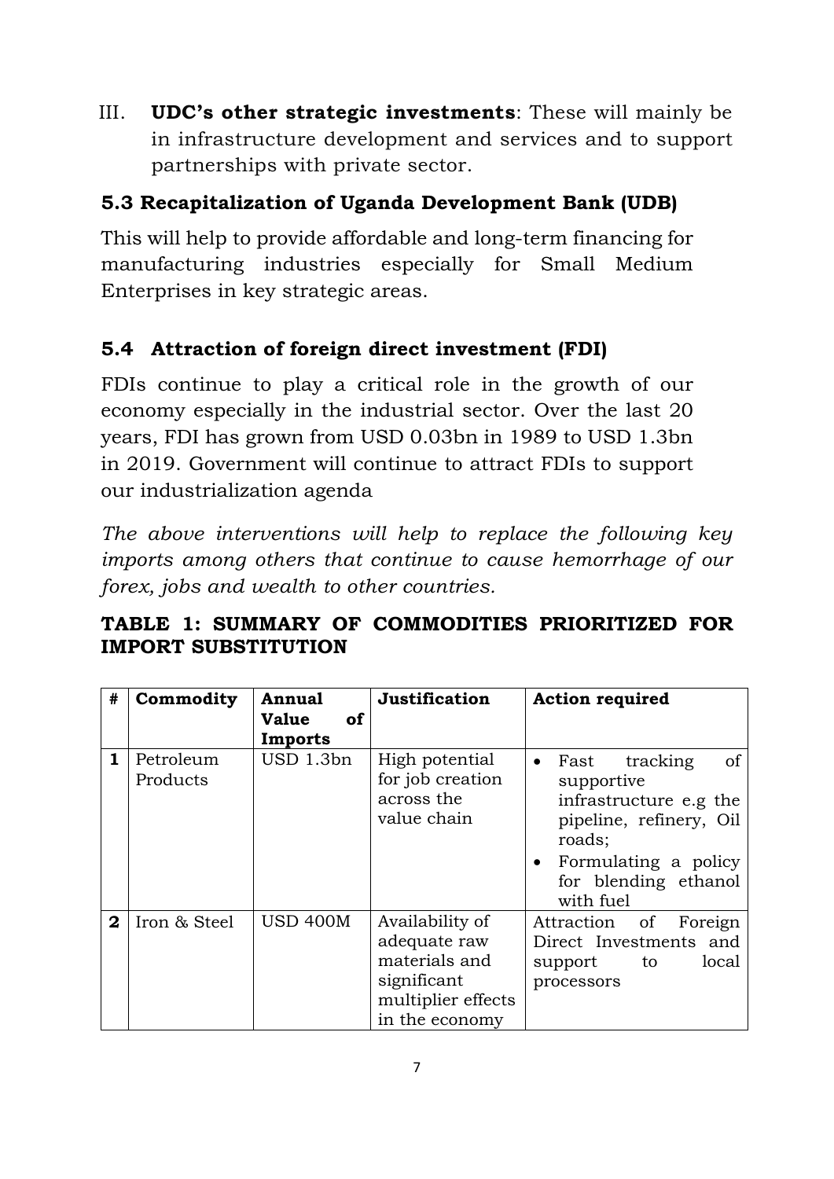III. **UDC's other strategic investments**: These will mainly be in infrastructure development and services and to support partnerships with private sector.

### 5.3 Recapitalization of Uganda Development Bank (UDB)

This will help to provide affordable and long-term financing for manufacturing industries especially for Small Medium Enterprises in key strategic areas.

### 5.4 Attraction of foreign direct investment (FDI)

FDIs continue to play a critical role in the growth of our economy especially in the industrial sector. Over the last 20 years, FDI has grown from USD 0.03bn in 1989 to USD 1.3bn in 2019. Government will continue to attract FDIs to support our industrialization agenda

*The above interventions will help to replace the following key imports among others that continue to cause hemorrhage of our forex, jobs and wealth to other countries.*

**TABLE 1: SUMMARY OF COMMODITIES PRIORITIZED FOR IMPORT SUBSTITUTION**

| # | Commodity | Annual Value of Imports | Justification | Action required |
|---|---|---|---|---|
| **1** | Petroleum Products | USD 1.3bn | High potential for job creation across the value chain | • Fast tracking of supportive infrastructure e.g the pipeline, refinery, Oil roads;<br>• Formulating a policy for blending ethanol with fuel |
| **2** | Iron & Steel | USD 400M | Availability of adequate raw materials and significant multiplier effects in the economy | Attraction of Foreign Direct Investments and support to local processors |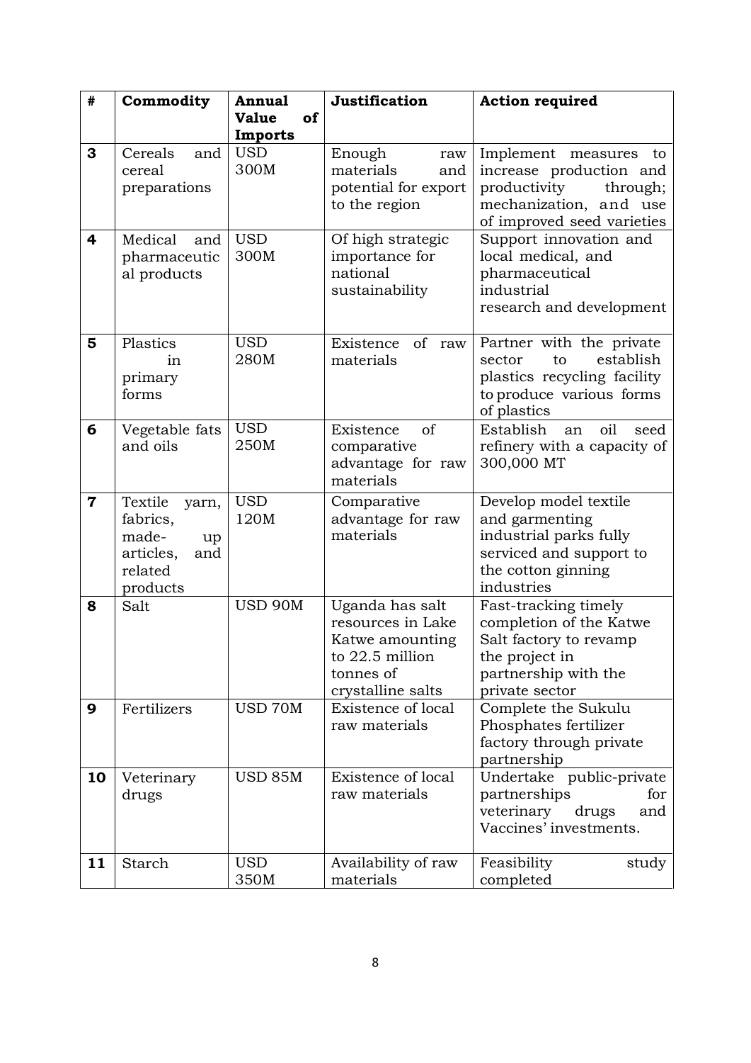| # | Commodity | Annual Value of Imports | Justification | Action required |
|---|---|---|---|---|
| 3 | Cereals and cereal preparations | USD 300M | Enough raw materials and potential for export to the region | Implement measures to increase production and productivity through; mechanization, and use of improved seed varieties |
| 4 | Medical and pharmaceutical products | USD 300M | Of high strategic importance for national sustainability | Support innovation and local medical, and pharmaceutical industrial research and development |
| 5 | Plastics in primary forms | USD 280M | Existence of raw materials | Partner with the private sector to establish plastics recycling facility to produce various forms of plastics |
| 6 | Vegetable fats and oils | USD 250M | Existence of comparative advantage for raw materials | Establish an oil seed refinery with a capacity of 300,000 MT |
| 7 | Textile yarn, fabrics, made-up articles, and related products | USD 120M | Comparative advantage for raw materials | Develop model textile and garmenting industrial parks fully serviced and support to the cotton ginning industries |
| 8 | Salt | USD 90M | Uganda has salt resources in Lake Katwe amounting to 22.5 million tonnes of crystalline salts | Fast-tracking timely completion of the Katwe Salt factory to revamp the project in partnership with the private sector |
| 9 | Fertilizers | USD 70M | Existence of local raw materials | Complete the Sukulu Phosphates fertilizer factory through private partnership |
| 10 | Veterinary drugs | USD 85M | Existence of local raw materials | Undertake public-private partnerships for veterinary drugs and Vaccines' investments. |
| 11 | Starch | USD 350M | Availability of raw materials | Feasibility study completed |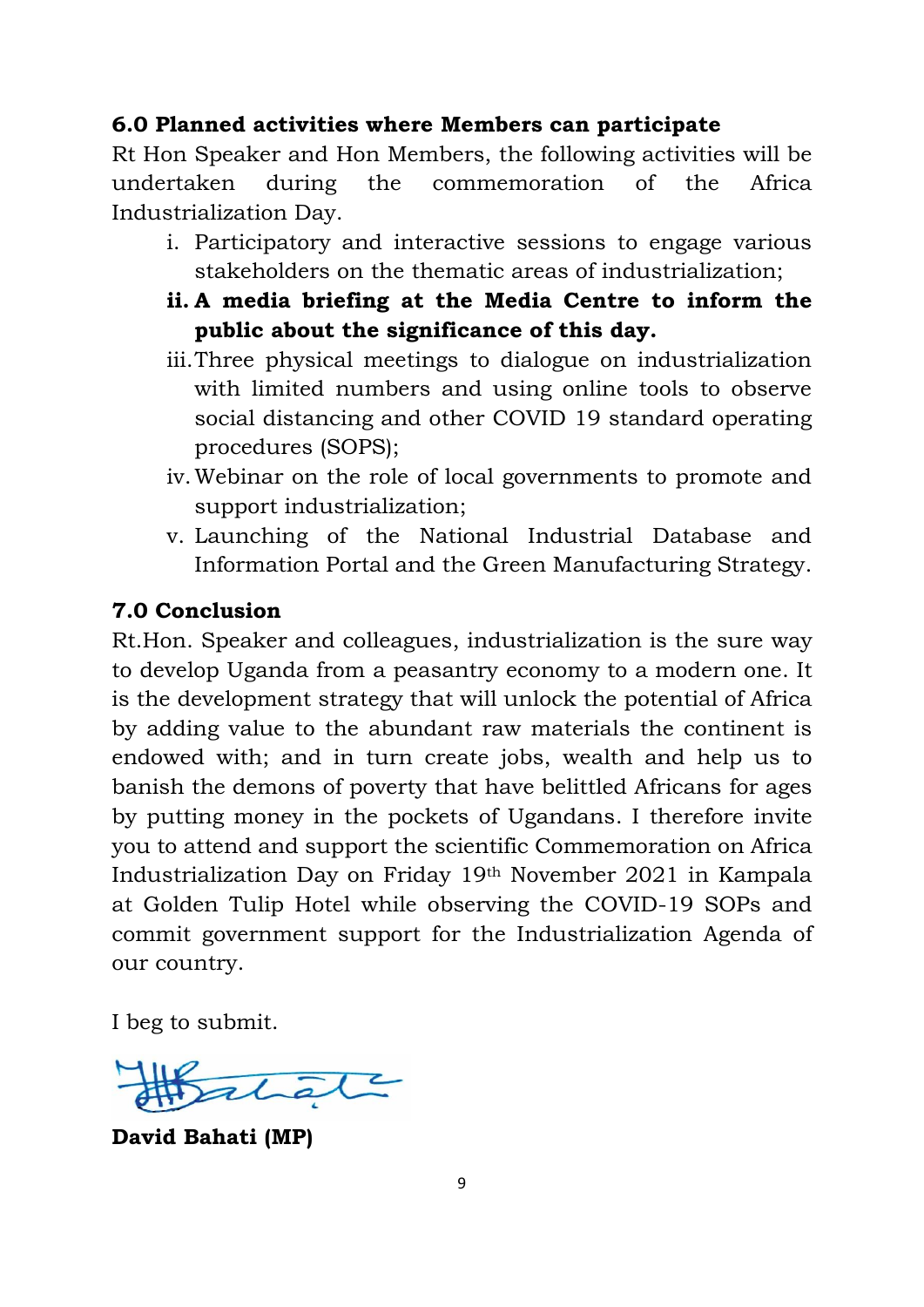## 6.0 Planned activities where Members can participate

Rt Hon Speaker and Hon Members, the following activities will be undertaken during the commemoration of the Africa Industrialization Day.

i. Participatory and interactive sessions to engage various stakeholders on the thematic areas of industrialization;

ii. **A media briefing at the Media Centre to inform the public about the significance of this day.**

iii. Three physical meetings to dialogue on industrialization with limited numbers and using online tools to observe social distancing and other COVID 19 standard operating procedures (SOPS);

iv. Webinar on the role of local governments to promote and support industrialization;

v. Launching of the National Industrial Database and Information Portal and the Green Manufacturing Strategy.

## 7.0 Conclusion

Rt.Hon. Speaker and colleagues, industrialization is the sure way to develop Uganda from a peasantry economy to a modern one. It is the development strategy that will unlock the potential of Africa by adding value to the abundant raw materials the continent is endowed with; and in turn create jobs, wealth and help us to banish the demons of poverty that have belittled Africans for ages by putting money in the pockets of Ugandans. I therefore invite you to attend and support the scientific Commemoration on Africa Industrialization Day on Friday 19th November 2021 in Kampala at Golden Tulip Hotel while observing the COVID-19 SOPs and commit government support for the Industrialization Agenda of our country.

I beg to submit.

**David Bahati (MP)**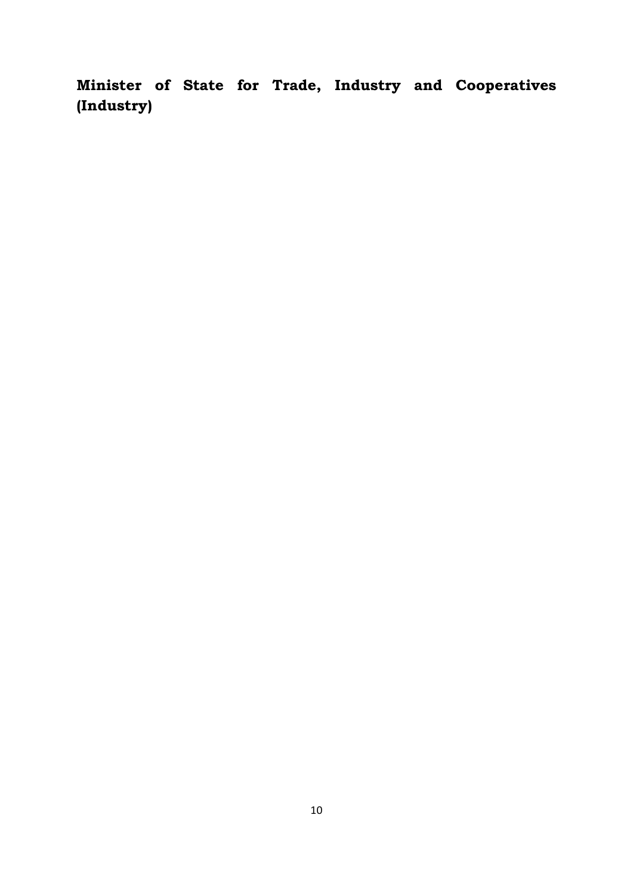**Minister of State for Trade, Industry and Cooperatives (Industry)**